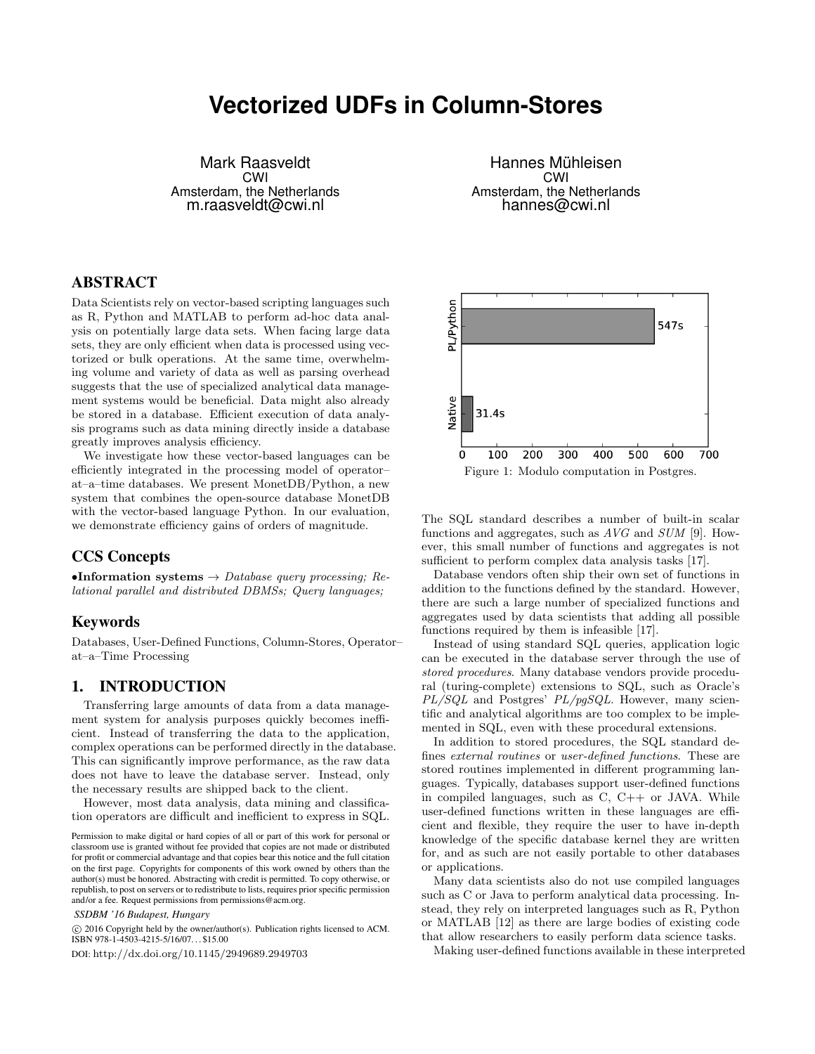# Vectorized UDFs in Column-Stores

Mark Raasveldt
CWI
Amsterdam, the Netherlands
m.raasveldt@cwi.nl

Hannes Mühleisen
CWI
Amsterdam, the Netherlands
hannes@cwi.nl

## ABSTRACT

Data Scientists rely on vector-based scripting languages such as R, Python and MATLAB to perform ad-hoc data analysis on potentially large data sets. When facing large data sets, they are only efficient when data is processed using vectorized or bulk operations. At the same time, overwhelming volume and variety of data as well as parsing overhead suggests that the use of specialized analytical data management systems would be beneficial. Data might also already be stored in a database. Efficient execution of data analysis programs such as data mining directly inside a database greatly improves analysis efficiency.

We investigate how these vector-based languages can be efficiently integrated in the processing model of operator–at–a–time databases. We present MonetDB/Python, a new system that combines the open-source database MonetDB with the vector-based language Python. In our evaluation, we demonstrate efficiency gains of orders of magnitude.

## CCS Concepts

•**Information systems** → *Database query processing; Relational parallel and distributed DBMSs; Query languages;*

## Keywords

Databases, User-Defined Functions, Column-Stores, Operator–at–a–Time Processing

## 1. INTRODUCTION

Transferring large amounts of data from a data management system for analysis purposes quickly becomes inefficient. Instead of transferring the data to the application, complex operations can be performed directly in the database. This can significantly improve performance, as the raw data does not have to leave the database server. Instead, only the necessary results are shipped back to the client.

However, most data analysis, data mining and classification operators are difficult and inefficient to express in SQL.

Permission to make digital or hard copies of all or part of this work for personal or classroom use is granted without fee provided that copies are not made or distributed for profit or commercial advantage and that copies bear this notice and the full citation on the first page. Copyrights for components of this work owned by others than the author(s) must be honored. Abstracting with credit is permitted. To copy otherwise, or republish, to post on servers or to redistribute to lists, requires prior specific permission and/or a fee. Request permissions from permissions@acm.org.

*SSDBM '16 Budapest, Hungary*

© 2016 Copyright held by the owner/author(s). Publication rights licensed to ACM. ISBN 978-1-4503-4215-5/16/07...$15.00

DOI: http://dx.doi.org/10.1145/2949689.2949703

PL/Python
547s
Native
31.4s
0 100 200 300 400 500 600 700

Figure 1: Modulo computation in Postgres.

The SQL standard describes a number of built-in scalar functions and aggregates, such as *AVG* and *SUM* [9]. However, this small number of functions and aggregates is not sufficient to perform complex data analysis tasks [17].

Database vendors often ship their own set of functions in addition to the functions defined by the standard. However, there are such a large number of specialized functions and aggregates used by data scientists that adding all possible functions required by them is infeasible [17].

Instead of using standard SQL queries, application logic can be executed in the database server through the use of *stored procedures*. Many database vendors provide procedural (turing-complete) extensions to SQL, such as Oracle's *PL/SQL* and Postgres' *PL/pgSQL*. However, many scientific and analytical algorithms are too complex to be implemented in SQL, even with these procedural extensions.

In addition to stored procedures, the SQL standard defines *external routines* or *user-defined functions*. These are stored routines implemented in different programming languages. Typically, databases support user-defined functions in compiled languages, such as C, C++ or JAVA. While user-defined functions written in these languages are efficient and flexible, they require the user to have in-depth knowledge of the specific database kernel they are written for, and as such are not easily portable to other databases or applications.

Many data scientists also do not use compiled languages such as C or Java to perform analytical data processing. Instead, they rely on interpreted languages such as R, Python or MATLAB [12] as there are large bodies of existing code that allow researchers to easily perform data science tasks.

Making user-defined functions available in these interpreted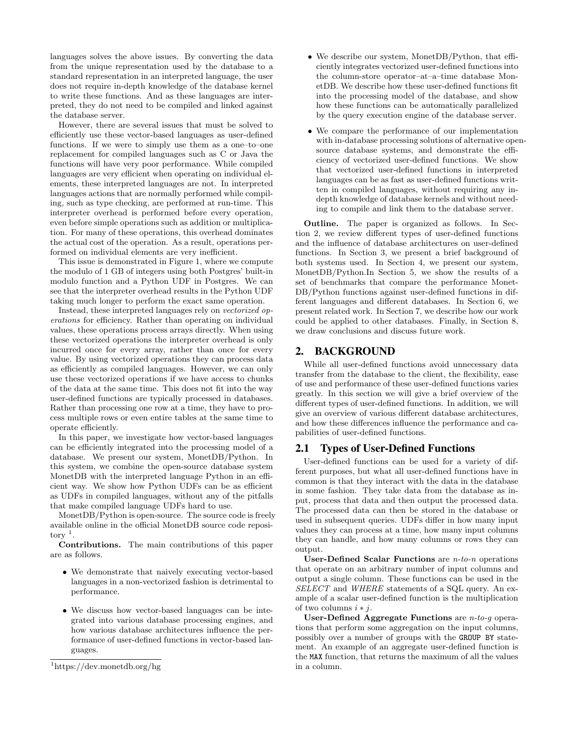languages solves the above issues. By converting the data from the unique representation used by the database to a standard representation in an interpreted language, the user does not require in-depth knowledge of the database kernel to write these functions. And as these languages are interpreted, they do not need to be compiled and linked against the database server.

However, there are several issues that must be solved to efficiently use these vector-based languages as user-defined functions. If we were to simply use them as a one–to–one replacement for compiled languages such as C or Java the functions will have very poor performance. While compiled languages are very efficient when operating on individual elements, these interpreted languages are not. In interpreted languages actions that are normally performed while compiling, such as type checking, are performed at run-time. This interpreter overhead is performed before every operation, even before simple operations such as addition or multiplication. For many of these operations, this overhead dominates the actual cost of the operation. As a result, operations performed on individual elements are very inefficient.

This issue is demonstrated in Figure 1, where we compute the modulo of 1 GB of integers using both Postgres' built-in modulo function and a Python UDF in Postgres. We can see that the interpreter overhead results in the Python UDF taking much longer to perform the exact same operation.

Instead, these interpreted languages rely on *vectorized operations* for efficiency. Rather than operating on individual values, these operations process arrays directly. When using these vectorized operations the interpreter overhead is only incurred once for every array, rather than once for every value. By using vectorized operations they can process data as efficiently as compiled languages. However, we can only use these vectorized operations if we have access to chunks of the data at the same time. This does not fit into the way user-defined functions are typically processed in databases. Rather than processing one row at a time, they have to process multiple rows or even entire tables at the same time to operate efficiently.

In this paper, we investigate how vector-based languages can be efficiently integrated into the processing model of a database. We present our system, MonetDB/Python. In this system, we combine the open-source database system MonetDB with the interpreted language Python in an efficient way. We show how Python UDFs can be as efficient as UDFs in compiled languages, without any of the pitfalls that make compiled language UDFs hard to use.

MonetDB/Python is open-source. The source code is freely available online in the official MonetDB source code repository [1].

**Contributions.** The main contributions of this paper are as follows.

- We demonstrate that naively executing vector-based languages in a non-vectorized fashion is detrimental to performance.
- We discuss how vector-based languages can be integrated into various database processing engines, and how various database architectures influence the performance of user-defined functions in vector-based languages.
- We describe our system, MonetDB/Python, that efficiently integrates vectorized user-defined functions into the column-store operator–at–a–time database MonetDB. We describe how these user-defined functions fit into the processing model of the database, and show how these functions can be automatically parallelized by the query execution engine of the database server.
- We compare the performance of our implementation with in-database processing solutions of alternative open-source database systems, and demonstrate the efficiency of vectorized user-defined functions. We show that vectorized user-defined functions in interpreted languages can be as fast as user-defined functions written in compiled languages, without requiring any in-depth knowledge of database kernels and without needing to compile and link them to the database server.

**Outline.** The paper is organized as follows. In Section 2, we review different types of user-defined functions and the influence of database architectures on user-defined functions. In Section 3, we present a brief background of both systems used. In Section 4, we present our system, MonetDB/Python.In Section 5, we show the results of a set of benchmarks that compare the performance MonetDB/Python functions against user-defined functions in different languages and different databases. In Section 6, we present related work. In Section 7, we describe how our work could be applied to other databases. Finally, in Section 8, we draw conclusions and discuss future work.

## 2. BACKGROUND

While all user-defined functions avoid unnecessary data transfer from the database to the client, the flexibility, ease of use and performance of these user-defined functions varies greatly. In this section we will give a brief overview of the different types of user-defined functions. In addition, we will give an overview of various different database architectures, and how these differences influence the performance and capabilities of user-defined functions.

### 2.1 Types of User-Defined Functions

User-defined functions can be used for a variety of different purposes, but what all user-defined functions have in common is that they interact with the data in the database in some fashion. They take data from the database as input, process that data and then output the processed data. The processed data can then be stored in the database or used in subsequent queries. UDFs differ in how many input values they can process at a time, how many input columns they can handle, and how many columns or rows they can output.

**User-Defined Scalar Functions** are *n-to-n* operations that operate on an arbitrary number of input columns and output a single column. These functions can be used in the *SELECT* and *WHERE* statements of a SQL query. An example of a scalar user-defined function is the multiplication of two columns $i * j$.

**User-Defined Aggregate Functions** are *n-to-g* operations that perform some aggregation on the input columns, possibly over a number of groups with the `GROUP BY` statement. An example of an aggregate user-defined function is the `MAX` function, that returns the maximum of all the values in a column.

[1] https://dev.monetdb.org/hg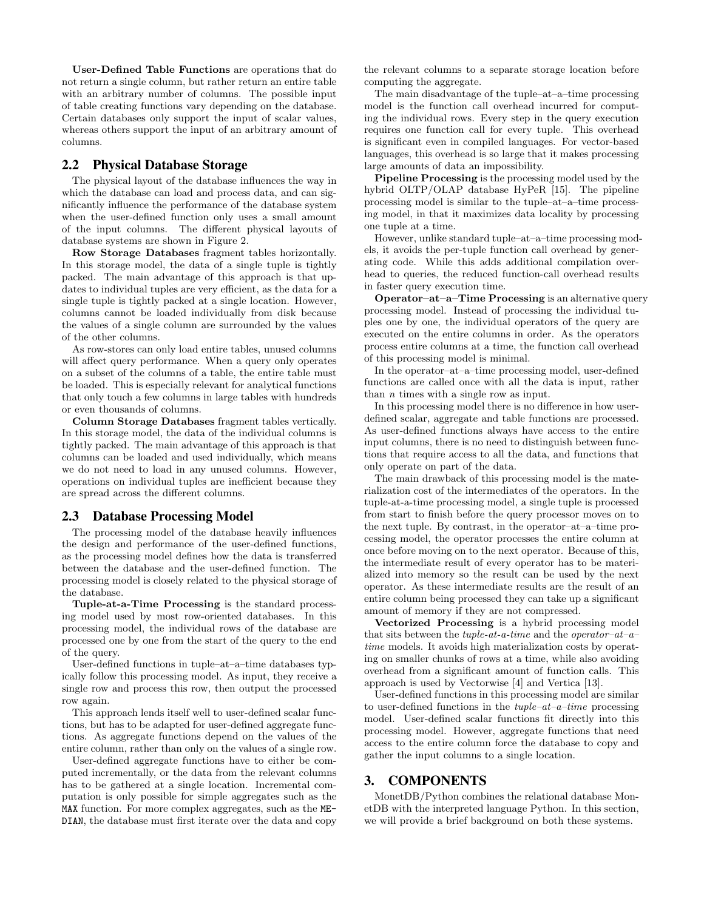**User-Defined Table Functions** are operations that do not return a single column, but rather return an entire table with an arbitrary number of columns. The possible input of table creating functions vary depending on the database. Certain databases only support the input of scalar values, whereas others support the input of an arbitrary amount of columns.

## 2.2 Physical Database Storage

The physical layout of the database influences the way in which the database can load and process data, and can significantly influence the performance of the database system when the user-defined function only uses a small amount of the input columns. The different physical layouts of database systems are shown in Figure 2.

**Row Storage Databases** fragment tables horizontally. In this storage model, the data of a single tuple is tightly packed. The main advantage of this approach is that updates to individual tuples are very efficient, as the data for a single tuple is tightly packed at a single location. However, columns cannot be loaded individually from disk because the values of a single column are surrounded by the values of the other columns.

As row-stores can only load entire tables, unused columns will affect query performance. When a query only operates on a subset of the columns of a table, the entire table must be loaded. This is especially relevant for analytical functions that only touch a few columns in large tables with hundreds or even thousands of columns.

**Column Storage Databases** fragment tables vertically. In this storage model, the data of the individual columns is tightly packed. The main advantage of this approach is that columns can be loaded and used individually, which means we do not need to load in any unused columns. However, operations on individual tuples are inefficient because they are spread across the different columns.

## 2.3 Database Processing Model

The processing model of the database heavily influences the design and performance of the user-defined functions, as the processing model defines how the data is transferred between the database and the user-defined function. The processing model is closely related to the physical storage of the database.

**Tuple-at-a-Time Processing** is the standard processing model used by most row-oriented databases. In this processing model, the individual rows of the database are processed one by one from the start of the query to the end of the query.

User-defined functions in tuple–at–a–time databases typically follow this processing model. As input, they receive a single row and process this row, then output the processed row again.

This approach lends itself well to user-defined scalar functions, but has to be adapted for user-defined aggregate functions. As aggregate functions depend on the values of the entire column, rather than only on the values of a single row.

User-defined aggregate functions have to either be computed incrementally, or the data from the relevant columns has to be gathered at a single location. Incremental computation is only possible for simple aggregates such as the `MAX` function. For more complex aggregates, such as the `MEDIAN`, the database must first iterate over the data and copy the relevant columns to a separate storage location before computing the aggregate.

The main disadvantage of the tuple–at–a–time processing model is the function call overhead incurred for computing the individual rows. Every step in the query execution requires one function call for every tuple. This overhead is significant even in compiled languages. For vector-based languages, this overhead is so large that it makes processing large amounts of data an impossibility.

**Pipeline Processing** is the processing model used by the hybrid OLTP/OLAP database HyPeR [15]. The pipeline processing model is similar to the tuple–at–a–time processing model, in that it maximizes data locality by processing one tuple at a time.

However, unlike standard tuple–at–a–time processing models, it avoids the per-tuple function call overhead by generating code. While this adds additional compilation overhead to queries, the reduced function-call overhead results in faster query execution time.

**Operator–at–a–Time Processing** is an alternative query processing model. Instead of processing the individual tuples one by one, the individual operators of the query are executed on the entire columns in order. As the operators process entire columns at a time, the function call overhead of this processing model is minimal.

In the operator–at–a–time processing model, user-defined functions are called once with all the data is input, rather than $n$ times with a single row as input.

In this processing model there is no difference in how user-defined scalar, aggregate and table functions are processed. As user-defined functions always have access to the entire input columns, there is no need to distinguish between functions that require access to all the data, and functions that only operate on part of the data.

The main drawback of this processing model is the materialization cost of the intermediates of the operators. In the tuple-at-a-time processing model, a single tuple is processed from start to finish before the query processor moves on to the next tuple. By contrast, in the operator–at–a–time processing model, the operator processes the entire column at once before moving on to the next operator. Because of this, the intermediate result of every operator has to be materialized into memory so the result can be used by the next operator. As these intermediate results are the result of an entire column being processed they can take up a significant amount of memory if they are not compressed.

**Vectorized Processing** is a hybrid processing model that sits between the *tuple-at-a-time* and the *operator–at–a–time* models. It avoids high materialization costs by operating on smaller chunks of rows at a time, while also avoiding overhead from a significant amount of function calls. This approach is used by Vectorwise [4] and Vertica [13].

User-defined functions in this processing model are similar to user-defined functions in the *tuple–at–a–time* processing model. User-defined scalar functions fit directly into this processing model. However, aggregate functions that need access to the entire column force the database to copy and gather the input columns to a single location.

# 3. COMPONENTS

MonetDB/Python combines the relational database MonetDB with the interpreted language Python. In this section, we will provide a brief background on both these systems.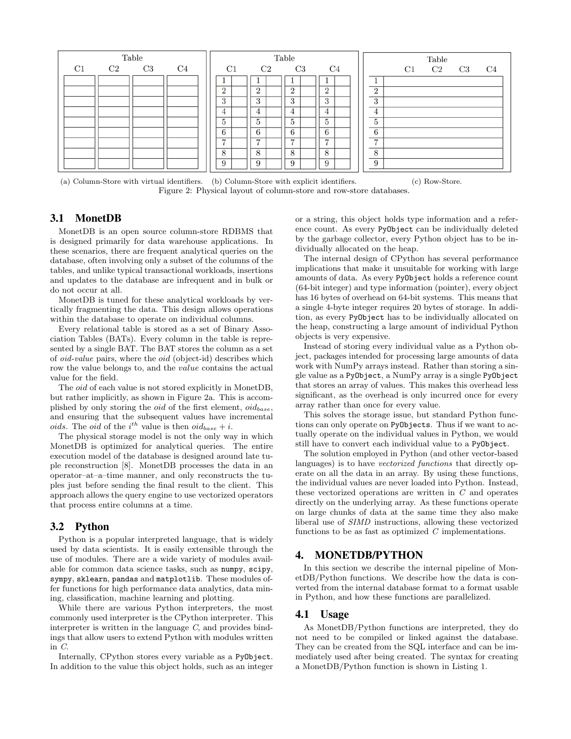Table

C1 C2 C3 C4

(a) Column-Store with virtual identifiers.

Table

C1 C2 C3 C4

1 2 3 4 5 6 7 8 9

(b) Column-Store with explicit identifiers.

Table

C1 C2 C3 C4

1 2 3 4 5 6 7 8 9

(c) Row-Store.

Figure 2: Physical layout of column-store and row-store databases.

## 3.1 MonetDB

MonetDB is an open source column-store RDBMS that is designed primarily for data warehouse applications. In these scenarios, there are frequent analytical queries on the database, often involving only a subset of the columns of the tables, and unlike typical transactional workloads, insertions and updates to the database are infrequent and in bulk or do not occur at all.

MonetDB is tuned for these analytical workloads by vertically fragmenting the data. This design allows operations within the database to operate on individual columns.

Every relational table is stored as a set of Binary Association Tables (BATs). Every column in the table is represented by a single BAT. The BAT stores the column as a set of *oid-value* pairs, where the *oid* (object-id) describes which row the value belongs to, and the *value* contains the actual value for the field.

The *oid* of each value is not stored explicitly in MonetDB, but rather implicitly, as shown in Figure 2a. This is accomplished by only storing the *oid* of the first element, $oid_{base}$, and ensuring that the subsequent values have incremental *oids*. The *oid* of the $i^{th}$ value is then $oid_{base} + i$.

The physical storage model is not the only way in which MonetDB is optimized for analytical queries. The entire execution model of the database is designed around late tuple reconstruction [8]. MonetDB processes the data in an operator–at–a–time manner, and only reconstructs the tuples just before sending the final result to the client. This approach allows the query engine to use vectorized operators that process entire columns at a time.

## 3.2 Python

Python is a popular interpreted language, that is widely used by data scientists. It is easily extensible through the use of modules. There are a wide variety of modules available for common data science tasks, such as `numpy`, `scipy`, `sympy`, `sklearn`, `pandas` and `matplotlib`. These modules offer functions for high performance data analytics, data mining, classification, machine learning and plotting.

While there are various Python interpreters, the most commonly used interpreter is the CPython interpreter. This interpreter is written in the language *C*, and provides bindings that allow users to extend Python with modules written in *C*.

Internally, CPython stores every variable as a `PyObject`. In addition to the value this object holds, such as an integer or a string, this object holds type information and a reference count. As every `PyObject` can be individually deleted by the garbage collector, every Python object has to be individually allocated on the heap.

The internal design of CPython has several performance implications that make it unsuitable for working with large amounts of data. As every `PyObject` holds a reference count (64-bit integer) and type information (pointer), every object has 16 bytes of overhead on 64-bit systems. This means that a single 4-byte integer requires 20 bytes of storage. In addition, as every `PyObject` has to be individually allocated on the heap, constructing a large amount of individual Python objects is very expensive.

Instead of storing every individual value as a Python object, packages intended for processing large amounts of data work with NumPy arrays instead. Rather than storing a single value as a `PyObject`, a NumPy array is a single `PyObject` that stores an array of values. This makes this overhead less significant, as the overhead is only incurred once for every array rather than once for every value.

This solves the storage issue, but standard Python functions can only operate on `PyObjects`. Thus if we want to actually operate on the individual values in Python, we would still have to convert each individual value to a `PyObject`.

The solution employed in Python (and other vector-based languages) is to have *vectorized functions* that directly operate on all the data in an array. By using these functions, the individual values are never loaded into Python. Instead, these vectorized operations are written in *C* and operates directly on the underlying array. As these functions operate on large chunks of data at the same time they also make liberal use of *SIMD* instructions, allowing these vectorized functions to be as fast as optimized *C* implementations.

# 4. MONETDB/PYTHON

In this section we describe the internal pipeline of MonetDB/Python functions. We describe how the data is converted from the internal database format to a format usable in Python, and how these functions are parallelized.

## 4.1 Usage

As MonetDB/Python functions are interpreted, they do not need to be compiled or linked against the database. They can be created from the SQL interface and can be immediately used after being created. The syntax for creating a MonetDB/Python function is shown in Listing 1.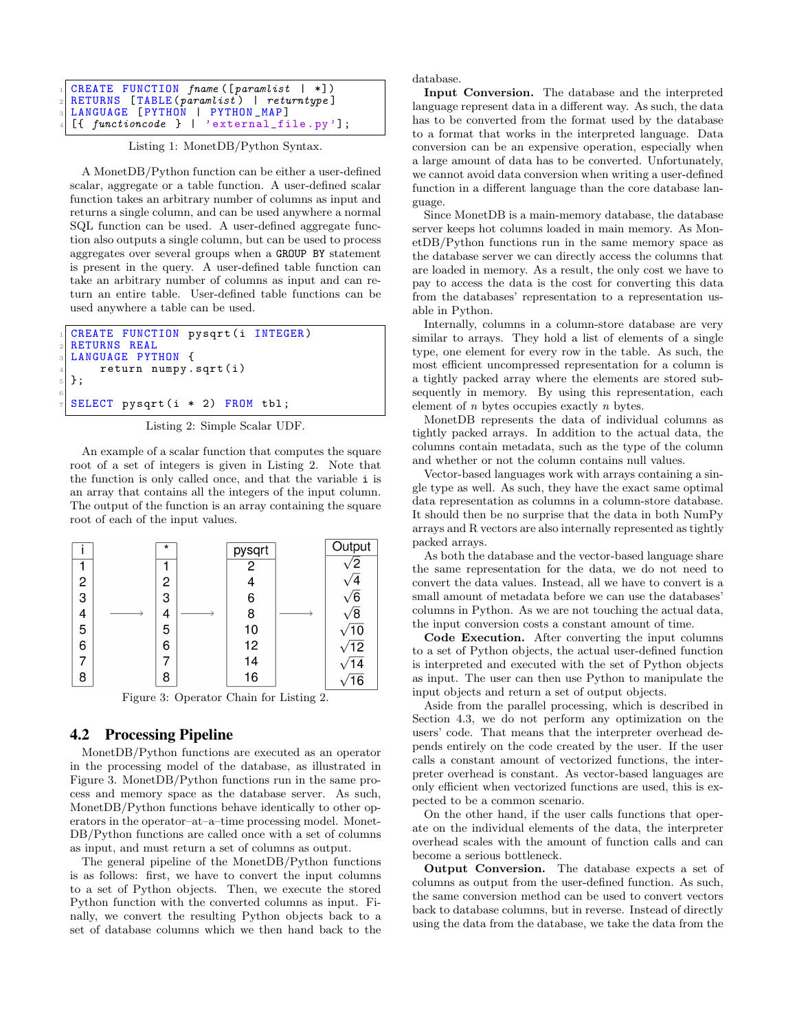```
CREATE FUNCTION fname([paramlist | *])
RETURNS [TABLE(paramlist) | returntype]
LANGUAGE [PYTHON | PYTHON_MAP]
[{ functioncode } | 'external_file.py'];
```

Listing 1: MonetDB/Python Syntax.

A MonetDB/Python function can be either a user-defined scalar, aggregate or a table function. A user-defined scalar function takes an arbitrary number of columns as input and returns a single column, and can be used anywhere a normal SQL function can be used. A user-defined aggregate function also outputs a single column, but can be used to process aggregates over several groups when a GROUP BY statement is present in the query. A user-defined table function can take an arbitrary number of columns as input and can return an entire table. User-defined table functions can be used anywhere a table can be used.

```
CREATE FUNCTION pysqrt(i INTEGER)
RETURNS REAL
LANGUAGE PYTHON {
    return numpy.sqrt(i)
};

SELECT pysqrt(i * 2) FROM tbl;
```

Listing 2: Simple Scalar UDF.

An example of a scalar function that computes the square root of a set of integers is given in Listing 2. Note that the function is only called once, and that the variable i is an array that contains all the integers of the input column. The output of the function is an array containing the square root of each of the input values.

i
1
2
3
4
5
6
7
8

\*
1
2
3
4
5
6
7
8

pysqrt
2
4
6
8
10
12
14
16

Output
$\sqrt{2}$
$\sqrt{4}$
$\sqrt{6}$
$\sqrt{8}$
$\sqrt{10}$
$\sqrt{12}$
$\sqrt{14}$
$\sqrt{16}$

Figure 3: Operator Chain for Listing 2.

## 4.2 Processing Pipeline

MonetDB/Python functions are executed as an operator in the processing model of the database, as illustrated in Figure 3. MonetDB/Python functions run in the same process and memory space as the database server. As such, MonetDB/Python functions behave identically to other operators in the operator–at–a–time processing model. MonetDB/Python functions are called once with a set of columns as input, and must return a set of columns as output.

The general pipeline of the MonetDB/Python functions is as follows: first, we have to convert the input columns to a set of Python objects. Then, we execute the stored Python function with the converted columns as input. Finally, we convert the resulting Python objects back to a set of database columns which we then hand back to the database.

**Input Conversion.** The database and the interpreted language represent data in a different way. As such, the data has to be converted from the format used by the database to a format that works in the interpreted language. Data conversion can be an expensive operation, especially when a large amount of data has to be converted. Unfortunately, we cannot avoid data conversion when writing a user-defined function in a different language than the core database language.

Since MonetDB is a main-memory database, the database server keeps hot columns loaded in main memory. As MonetDB/Python functions run in the same memory space as the database server we can directly access the columns that are loaded in memory. As a result, the only cost we have to pay to access the data is the cost for converting this data from the databases' representation to a representation usable in Python.

Internally, columns in a column-store database are very similar to arrays. They hold a list of elements of a single type, one element for every row in the table. As such, the most efficient uncompressed representation for a column is a tightly packed array where the elements are stored subsequently in memory. By using this representation, each element of $n$ bytes occupies exactly $n$ bytes.

MonetDB represents the data of individual columns as tightly packed arrays. In addition to the actual data, the columns contain metadata, such as the type of the column and whether or not the column contains null values.

Vector-based languages work with arrays containing a single type as well. As such, they have the exact same optimal data representation as columns in a column-store database. It should then be no surprise that the data in both NumPy arrays and R vectors are also internally represented as tightly packed arrays.

As both the database and the vector-based language share the same representation for the data, we do not need to convert the data values. Instead, all we have to convert is a small amount of metadata before we can use the databases' columns in Python. As we are not touching the actual data, the input conversion costs a constant amount of time.

**Code Execution.** After converting the input columns to a set of Python objects, the actual user-defined function is interpreted and executed with the set of Python objects as input. The user can then use Python to manipulate the input objects and return a set of output objects.

Aside from the parallel processing, which is described in Section 4.3, we do not perform any optimization on the users' code. That means that the interpreter overhead depends entirely on the code created by the user. If the user calls a constant amount of vectorized functions, the interpreter overhead is constant. As vector-based languages are only efficient when vectorized functions are used, this is expected to be a common scenario.

On the other hand, if the user calls functions that operate on the individual elements of the data, the interpreter overhead scales with the amount of function calls and can become a serious bottleneck.

**Output Conversion.** The database expects a set of columns as output from the user-defined function. As such, the same conversion method can be used to convert vectors back to database columns, but in reverse. Instead of directly using the data from the database, we take the data from the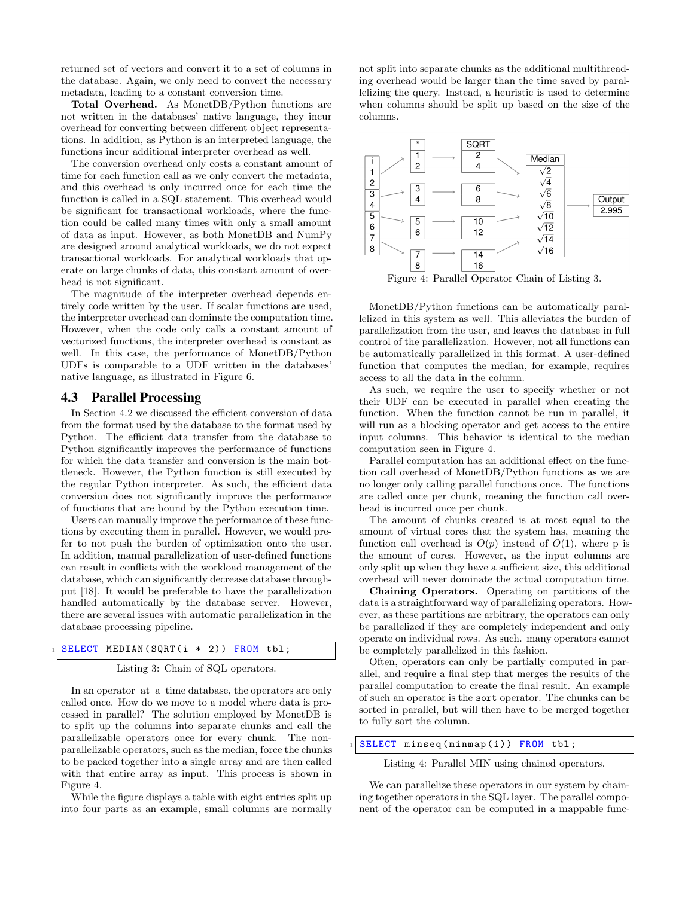returned set of vectors and convert it to a set of columns in the database. Again, we only need to convert the necessary metadata, leading to a constant conversion time.

**Total Overhead.** As MonetDB/Python functions are not written in the databases' native language, they incur overhead for converting between different object representations. In addition, as Python is an interpreted language, the functions incur additional interpreter overhead as well.

The conversion overhead only costs a constant amount of time for each function call as we only convert the metadata, and this overhead is only incurred once for each time the function is called in a SQL statement. This overhead would be significant for transactional workloads, where the function could be called many times with only a small amount of data as input. However, as both MonetDB and NumPy are designed around analytical workloads, we do not expect transactional workloads. For analytical workloads that operate on large chunks of data, this constant amount of overhead is not significant.

The magnitude of the interpreter overhead depends entirely code written by the user. If scalar functions are used, the interpreter overhead can dominate the computation time. However, when the code only calls a constant amount of vectorized functions, the interpreter overhead is constant as well. In this case, the performance of MonetDB/Python UDFs is comparable to a UDF written in the databases' native language, as illustrated in Figure 6.

## 4.3 Parallel Processing

In Section 4.2 we discussed the efficient conversion of data from the format used by the database to the format used by Python. The efficient data transfer from the database to Python significantly improves the performance of functions for which the data transfer and conversion is the main bottleneck. However, the Python function is still executed by the regular Python interpreter. As such, the efficient data conversion does not significantly improve the performance of functions that are bound by the Python execution time.

Users can manually improve the performance of these functions by executing them in parallel. However, we would prefer to not push the burden of optimization onto the user. In addition, manual parallelization of user-defined functions can result in conflicts with the workload management of the database, which can significantly decrease database throughput [18]. It would be preferable to have the parallelization handled automatically by the database server. However, there are several issues with automatic parallelization in the database processing pipeline.

```
SELECT MEDIAN(SQRT(i * 2)) FROM tbl;
```

Listing 3: Chain of SQL operators.

In an operator–at–a–time database, the operators are only called once. How do we move to a model where data is processed in parallel? The solution employed by MonetDB is to split up the columns into separate chunks and call the parallelizable operators once for every chunk. The non-parallelizable operators, such as the median, force the chunks to be packed together into a single array and are then called with that entire array as input. This process is shown in Figure 4.

While the figure displays a table with eight entries split up into four parts as an example, small columns are normally not split into separate chunks as the additional multithreading overhead would be larger than the time saved by parallelizing the query. Instead, a heuristic is used to determine when columns should be split up based on the size of the columns.

i
1
2
3
4
5
6
7
8

*
1
2
3
4
5
6
7
8

SQRT
2
4
6
8
10
12
14
16

Median
$\sqrt{2}$
$\sqrt{4}$
$\sqrt{6}$
$\sqrt{8}$
$\sqrt{10}$
$\sqrt{12}$
$\sqrt{14}$
$\sqrt{16}$

Output
2.995

Figure 4: Parallel Operator Chain of Listing 3.

MonetDB/Python functions can be automatically parallelized in this system as well. This alleviates the burden of parallelization from the user, and leaves the database in full control of the parallelization. However, not all functions can be automatically parallelized in this format. A user-defined function that computes the median, for example, requires access to all the data in the column.

As such, we require the user to specify whether or not their UDF can be executed in parallel when creating the function. When the function cannot be run in parallel, it will run as a blocking operator and get access to the entire input columns. This behavior is identical to the median computation seen in Figure 4.

Parallel computation has an additional effect on the function call overhead of MonetDB/Python functions as we are no longer only calling parallel functions once. The functions are called once per chunk, meaning the function call overhead is incurred once per chunk.

The amount of chunks created is at most equal to the amount of virtual cores that the system has, meaning the function call overhead is $O(p)$ instead of $O(1)$, where p is the amount of cores. However, as the input columns are only split up when they have a sufficient size, this additional overhead will never dominate the actual computation time.

**Chaining Operators.** Operating on partitions of the data is a straightforward way of parallelizing operators. However, as these partitions are arbitrary, the operators can only be parallelized if they are completely independent and only operate on individual rows. As such. many operators cannot be completely parallelized in this fashion.

Often, operators can only be partially computed in parallel, and require a final step that merges the results of the parallel computation to create the final result. An example of such an operator is the `sort` operator. The chunks can be sorted in parallel, but will then have to be merged together to fully sort the column.

```
SELECT minseq(minmap(i)) FROM tbl;
```

Listing 4: Parallel MIN using chained operators.

We can parallelize these operators in our system by chaining together operators in the SQL layer. The parallel component of the operator can be computed in a mappable func-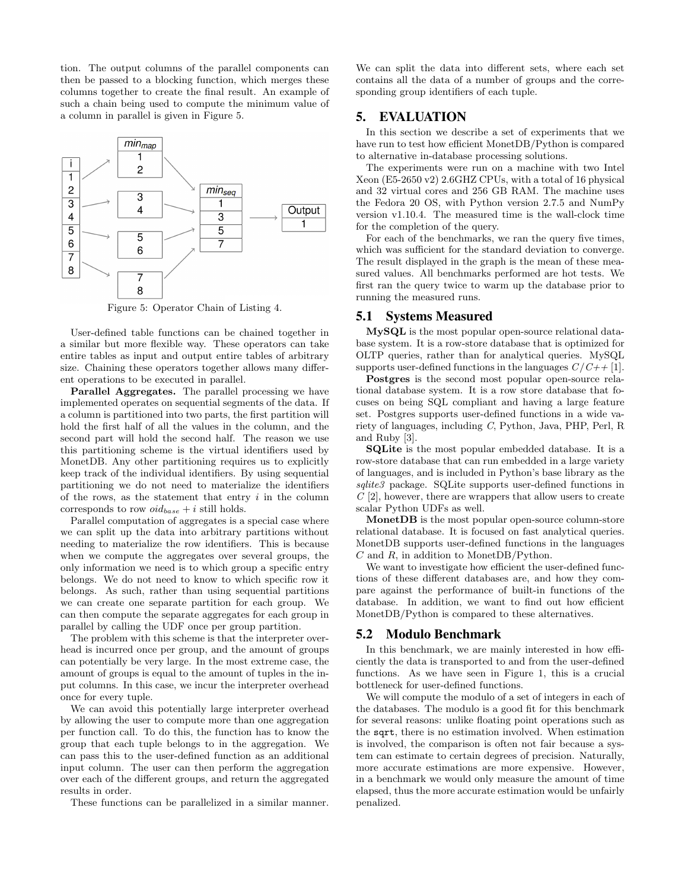tion. The output columns of the parallel components can then be passed to a blocking function, which merges these columns together to create the final result. An example of such a chain being used to compute the minimum value of a column in parallel is given in Figure 5.

i
1
2
3
4
5
6
7
8

$min_{map}$
1
2

3
4

5
6

7
8

$min_{seq}$
1
3
5
7

Output
1

Figure 5: Operator Chain of Listing 4.

User-defined table functions can be chained together in a similar but more flexible way. These operators can take entire tables as input and output entire tables of arbitrary size. Chaining these operators together allows many different operations to be executed in parallel.

**Parallel Aggregates.** The parallel processing we have implemented operates on sequential segments of the data. If a column is partitioned into two parts, the first partition will hold the first half of all the values in the column, and the second part will hold the second half. The reason we use this partitioning scheme is the virtual identifiers used by MonetDB. Any other partitioning requires us to explicitly keep track of the individual identifiers. By using sequential partitioning we do not need to materialize the identifiers of the rows, as the statement that entry $i$ in the column corresponds to row $oid_{base} + i$ still holds.

Parallel computation of aggregates is a special case where we can split up the data into arbitrary partitions without needing to materialize the row identifiers. This is because when we compute the aggregates over several groups, the only information we need is to which group a specific entry belongs. We do not need to know to which specific row it belongs. As such, rather than using sequential partitions we can create one separate partition for each group. We can then compute the separate aggregates for each group in parallel by calling the UDF once per group partition.

The problem with this scheme is that the interpreter overhead is incurred once per group, and the amount of groups can potentially be very large. In the most extreme case, the amount of groups is equal to the amount of tuples in the input columns. In this case, we incur the interpreter overhead once for every tuple.

We can avoid this potentially large interpreter overhead by allowing the user to compute more than one aggregation per function call. To do this, the function has to know the group that each tuple belongs to in the aggregation. We can pass this to the user-defined function as an additional input column. The user can then perform the aggregation over each of the different groups, and return the aggregated results in order.

These functions can be parallelized in a similar manner. We can split the data into different sets, where each set contains all the data of a number of groups and the corresponding group identifiers of each tuple.

## 5. EVALUATION

In this section we describe a set of experiments that we have run to test how efficient MonetDB/Python is compared to alternative in-database processing solutions.

The experiments were run on a machine with two Intel Xeon (E5-2650 v2) 2.6GHZ CPUs, with a total of 16 physical and 32 virtual cores and 256 GB RAM. The machine uses the Fedora 20 OS, with Python version 2.7.5 and NumPy version v1.10.4. The measured time is the wall-clock time for the completion of the query.

For each of the benchmarks, we ran the query five times, which was sufficient for the standard deviation to converge. The result displayed in the graph is the mean of these measured values. All benchmarks performed are hot tests. We first ran the query twice to warm up the database prior to running the measured runs.

### 5.1 Systems Measured

**MySQL** is the most popular open-source relational database system. It is a row-store database that is optimized for OLTP queries, rather than for analytical queries. MySQL supports user-defined functions in the languages *C*/*C++* [1].

**Postgres** is the second most popular open-source relational database system. It is a row store database that focuses on being SQL compliant and having a large feature set. Postgres supports user-defined functions in a wide variety of languages, including *C*, Python, Java, PHP, Perl, R and Ruby [3].

**SQLite** is the most popular embedded database. It is a row-store database that can run embedded in a large variety of languages, and is included in Python's base library as the *sqlite3* package. SQLite supports user-defined functions in *C* [2], however, there are wrappers that allow users to create scalar Python UDFs as well.

**MonetDB** is the most popular open-source column-store relational database. It is focused on fast analytical queries. MonetDB supports user-defined functions in the languages *C* and *R*, in addition to MonetDB/Python.

We want to investigate how efficient the user-defined functions of these different databases are, and how they compare against the performance of built-in functions of the database. In addition, we want to find out how efficient MonetDB/Python is compared to these alternatives.

### 5.2 Modulo Benchmark

In this benchmark, we are mainly interested in how efficiently the data is transported to and from the user-defined functions. As we have seen in Figure 1, this is a crucial bottleneck for user-defined functions.

We will compute the modulo of a set of integers in each of the databases. The modulo is a good fit for this benchmark for several reasons: unlike floating point operations such as the `sqrt`, there is no estimation involved. When estimation is involved, the comparison is often not fair because a system can estimate to certain degrees of precision. Naturally, more accurate estimations are more expensive. However, in a benchmark we would only measure the amount of time elapsed, thus the more accurate estimation would be unfairly penalized.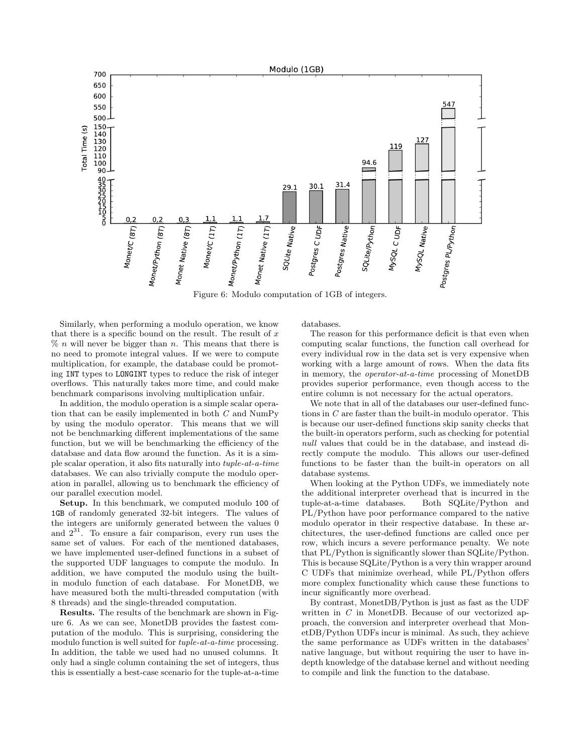Modulo (1GB)

Total Time (s)

700
650
600
550
500
150
140
130
120
110
100
90
40
35
30
25
20
15
10
5
0

0.2
0.2
0.3
1.1
1.1
1.7
29.1
30.1
31.4
94.6
119
127
547

Monet/C (8T)
Monet/Python (8T)
Monet Native (8T)
Monet/C (1T)
Monet/Python (1T)
Monet Native (1T)
SQLite Native
Postgres C UDF
Postgres Native
SQLite/Python
MySQL C UDF
MySQL Native
Postgres PL/Python

Figure 6: Modulo computation of 1GB of integers.

Similarly, when performing a modulo operation, we know that there is a specific bound on the result. The result of $x$ % $n$ will never be bigger than $n$. This means that there is no need to promote integral values. If we were to compute multiplication, for example, the database could be promoting `INT` types to `LONGINT` types to reduce the risk of integer overflows. This naturally takes more time, and could make benchmark comparisons involving multiplication unfair.

In addition, the modulo operation is a simple scalar operation that can be easily implemented in both $C$ and NumPy by using the modulo operator. This means that we will not be benchmarking different implementations of the same function, but we will be benchmarking the efficiency of the database and data flow around the function. As it is a simple scalar operation, it also fits naturally into *tuple-at-a-time* databases. We can also trivially compute the modulo operation in parallel, allowing us to benchmark the efficiency of our parallel execution model.

**Setup.** In this benchmark, we computed modulo `100` of `1GB` of randomly generated 32-bit integers. The values of the integers are uniformly generated between the values 0 and $2^{31}$. To ensure a fair comparison, every run uses the same set of values. For each of the mentioned databases, we have implemented user-defined functions in a subset of the supported UDF languages to compute the modulo. In addition, we have computed the modulo using the built-in modulo function of each database. For MonetDB, we have measured both the multi-threaded computation (with 8 threads) and the single-threaded computation.

**Results.** The results of the benchmark are shown in Figure 6. As we can see, MonetDB provides the fastest computation of the modulo. This is surprising, considering the modulo function is well suited for *tuple-at-a-time* processing. In addition, the table we used had no unused columns. It only had a single column containing the set of integers, thus this is essentially a best-case scenario for the tuple-at-a-time databases.

The reason for this performance deficit is that even when computing scalar functions, the function call overhead for every individual row in the data set is very expensive when working with a large amount of rows. When the data fits in memory, the *operator-at-a-time* processing of MonetDB provides superior performance, even though access to the entire column is not necessary for the actual operators.

We note that in all of the databases our user-defined functions in $C$ are faster than the built-in modulo operator. This is because our user-defined functions skip sanity checks that the built-in operators perform, such as checking for potential *null* values that could be in the database, and instead directly compute the modulo. This allows our user-defined functions to be faster than the built-in operators on all database systems.

When looking at the Python UDFs, we immediately note the additional interpreter overhead that is incurred in the tuple-at-a-time databases. Both SQLite/Python and PL/Python have poor performance compared to the native modulo operator in their respective database. In these architectures, the user-defined functions are called once per row, which incurs a severe performance penalty. We note that PL/Python is significantly slower than SQLite/Python. This is because SQLite/Python is a very thin wrapper around C UDFs that minimize overhead, while PL/Python offers more complex functionality which cause these functions to incur significantly more overhead.

By contrast, MonetDB/Python is just as fast as the UDF written in $C$ in MonetDB. Because of our vectorized approach, the conversion and interpreter overhead that MonetDB/Python UDFs incur is minimal. As such, they achieve the same performance as UDFs written in the databases' native language, but without requiring the user to have in-depth knowledge of the database kernel and without needing to compile and link the function to the database.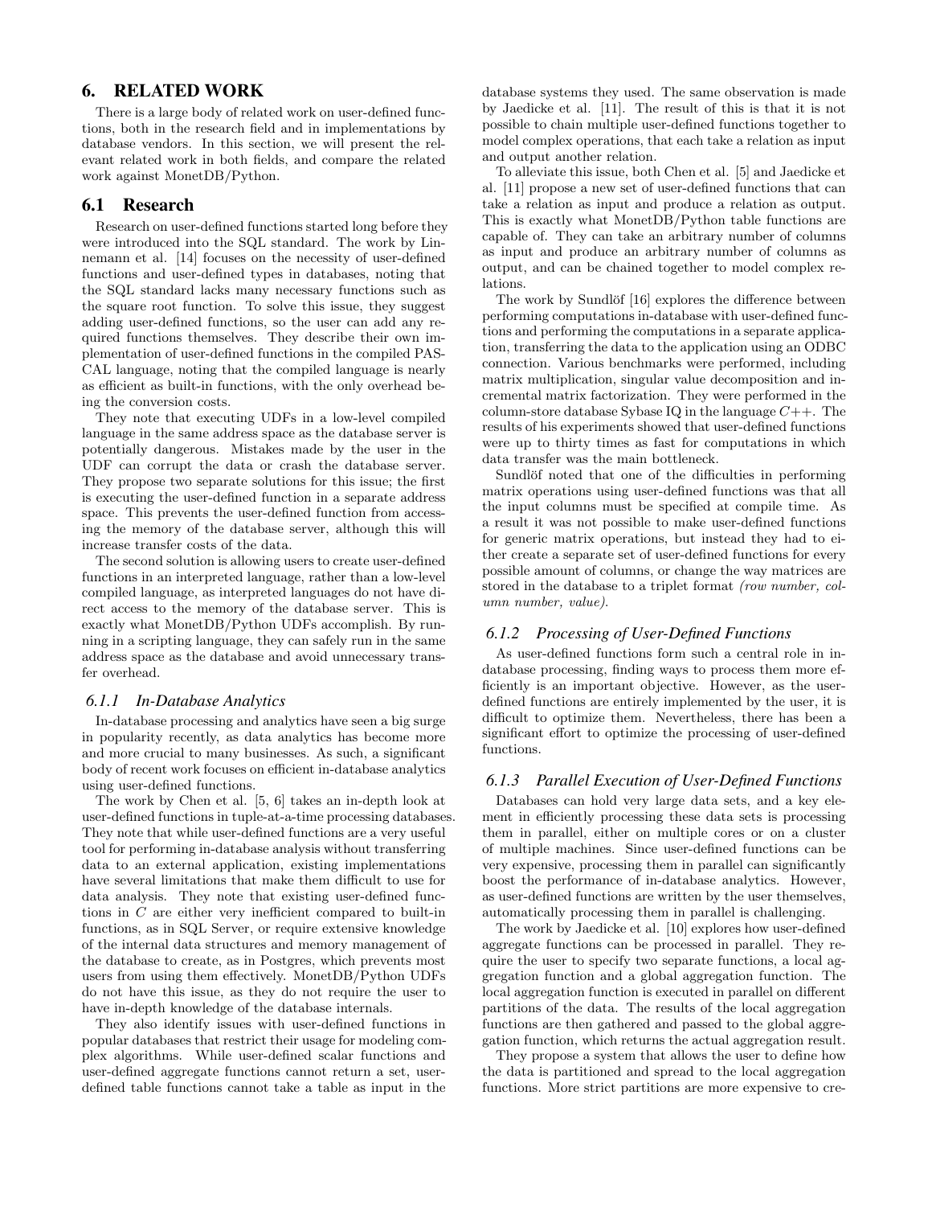## 6. RELATED WORK

There is a large body of related work on user-defined functions, both in the research field and in implementations by database vendors. In this section, we will present the relevant related work in both fields, and compare the related work against MonetDB/Python.

### 6.1 Research

Research on user-defined functions started long before they were introduced into the SQL standard. The work by Linnemann et al. [14] focuses on the necessity of user-defined functions and user-defined types in databases, noting that the SQL standard lacks many necessary functions such as the square root function. To solve this issue, they suggest adding user-defined functions, so the user can add any required functions themselves. They describe their own implementation of user-defined functions in the compiled PASCAL language, noting that the compiled language is nearly as efficient as built-in functions, with the only overhead being the conversion costs.

They note that executing UDFs in a low-level compiled language in the same address space as the database server is potentially dangerous. Mistakes made by the user in the UDF can corrupt the data or crash the database server. They propose two separate solutions for this issue; the first is executing the user-defined function in a separate address space. This prevents the user-defined function from accessing the memory of the database server, although this will increase transfer costs of the data.

The second solution is allowing users to create user-defined functions in an interpreted language, rather than a low-level compiled language, as interpreted languages do not have direct access to the memory of the database server. This is exactly what MonetDB/Python UDFs accomplish. By running in a scripting language, they can safely run in the same address space as the database and avoid unnecessary transfer overhead.

#### 6.1.1 In-Database Analytics

In-database processing and analytics have seen a big surge in popularity recently, as data analytics has become more and more crucial to many businesses. As such, a significant body of recent work focuses on efficient in-database analytics using user-defined functions.

The work by Chen et al. [5, 6] takes an in-depth look at user-defined functions in tuple-at-a-time processing databases. They note that while user-defined functions are a very useful tool for performing in-database analysis without transferring data to an external application, existing implementations have several limitations that make them difficult to use for data analysis. They note that existing user-defined functions in *C* are either very inefficient compared to built-in functions, as in SQL Server, or require extensive knowledge of the internal data structures and memory management of the database to create, as in Postgres, which prevents most users from using them effectively. MonetDB/Python UDFs do not have this issue, as they do not require the user to have in-depth knowledge of the database internals.

They also identify issues with user-defined functions in popular databases that restrict their usage for modeling complex algorithms. While user-defined scalar functions and user-defined aggregate functions cannot return a set, user-defined table functions cannot take a table as input in the database systems they used. The same observation is made by Jaedicke et al. [11]. The result of this is that it is not possible to chain multiple user-defined functions together to model complex operations, that each take a relation as input and output another relation.

To alleviate this issue, both Chen et al. [5] and Jaedicke et al. [11] propose a new set of user-defined functions that can take a relation as input and produce a relation as output. This is exactly what MonetDB/Python table functions are capable of. They can take an arbitrary number of columns as input and produce an arbitrary number of columns as output, and can be chained together to model complex relations.

The work by Sundlöf [16] explores the difference between performing computations in-database with user-defined functions and performing the computations in a separate application, transferring the data to the application using an ODBC connection. Various benchmarks were performed, including matrix multiplication, singular value decomposition and incremental matrix factorization. They were performed in the column-store database Sybase IQ in the language *C++*. The results of his experiments showed that user-defined functions were up to thirty times as fast for computations in which data transfer was the main bottleneck.

Sundlöf noted that one of the difficulties in performing matrix operations using user-defined functions was that all the input columns must be specified at compile time. As a result it was not possible to make user-defined functions for generic matrix operations, but instead they had to either create a separate set of user-defined functions for every possible amount of columns, or change the way matrices are stored in the database to a triplet format *(row number, column number, value)*.

#### 6.1.2 Processing of User-Defined Functions

As user-defined functions form such a central role in in-database processing, finding ways to process them more efficiently is an important objective. However, as the user-defined functions are entirely implemented by the user, it is difficult to optimize them. Nevertheless, there has been a significant effort to optimize the processing of user-defined functions.

#### 6.1.3 Parallel Execution of User-Defined Functions

Databases can hold very large data sets, and a key element in efficiently processing these data sets is processing them in parallel, either on multiple cores or on a cluster of multiple machines. Since user-defined functions can be very expensive, processing them in parallel can significantly boost the performance of in-database analytics. However, as user-defined functions are written by the user themselves, automatically processing them in parallel is challenging.

The work by Jaedicke et al. [10] explores how user-defined aggregate functions can be processed in parallel. They require the user to specify two separate functions, a local aggregation function and a global aggregation function. The local aggregation function is executed in parallel on different partitions of the data. The results of the local aggregation functions are then gathered and passed to the global aggregation function, which returns the actual aggregation result.

They propose a system that allows the user to define how the data is partitioned and spread to the local aggregation functions. More strict partitions are more expensive to cre-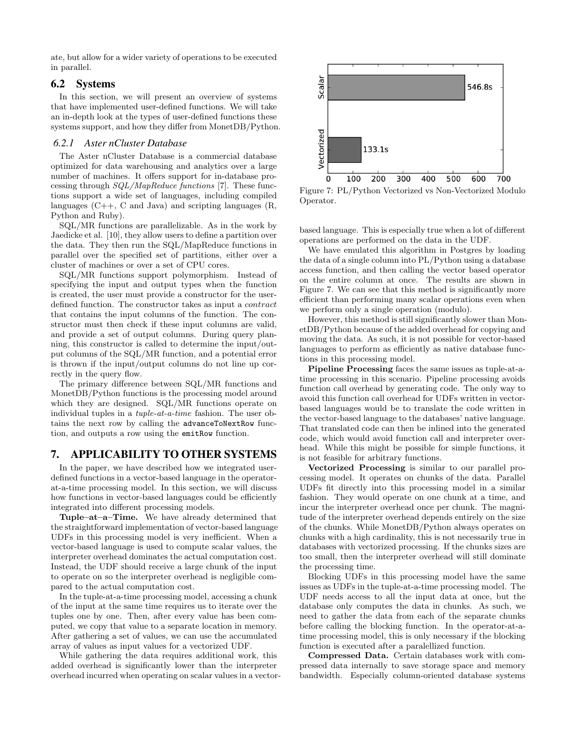ate, but allow for a wider variety of operations to be executed in parallel.

## 6.2 Systems

In this section, we will present an overview of systems that have implemented user-defined functions. We will take an in-depth look at the types of user-defined functions these systems support, and how they differ from MonetDB/Python.

### 6.2.1 Aster nCluster Database

The Aster nCluster Database is a commercial database optimized for data warehousing and analytics over a large number of machines. It offers support for in-database processing through *SQL/MapReduce functions* [7]. These functions support a wide set of languages, including compiled languages (C++, C and Java) and scripting languages (R, Python and Ruby).

SQL/MR functions are parallelizable. As in the work by Jaedicke et al. [10], they allow users to define a partition over the data. They then run the SQL/MapReduce functions in parallel over the specified set of partitions, either over a cluster of machines or over a set of CPU cores.

SQL/MR functions support polymorphism. Instead of specifying the input and output types when the function is created, the user must provide a constructor for the user-defined function. The constructor takes as input a *contract* that contains the input columns of the function. The constructor must then check if these input columns are valid, and provide a set of output columns. During query planning, this constructor is called to determine the input/output columns of the SQL/MR function, and a potential error is thrown if the input/output columns do not line up correctly in the query flow.

The primary difference between SQL/MR functions and MonetDB/Python functions is the processing model around which they are designed. SQL/MR functions operate on individual tuples in a *tuple-at-a-time* fashion. The user obtains the next row by calling the `advanceToNextRow` function, and outputs a row using the `emitRow` function.

# 7. APPLICABILITY TO OTHER SYSTEMS

In the paper, we have described how we integrated user-defined functions in a vector-based language in the operator-at-a-time processing model. In this section, we will discuss how functions in vector-based languages could be efficiently integrated into different processing models.

**Tuple–at–a–Time.** We have already determined that the straightforward implementation of vector-based language UDFs in this processing model is very inefficient. When a vector-based language is used to compute scalar values, the interpreter overhead dominates the actual computation cost. Instead, the UDF should receive a large chunk of the input to operate on so the interpreter overhead is negligible compared to the actual computation cost.

In the tuple-at-a-time processing model, accessing a chunk of the input at the same time requires us to iterate over the tuples one by one. Then, after every value has been computed, we copy that value to a separate location in memory. After gathering a set of values, we can use the accumulated array of values as input values for a vectorized UDF.

While gathering the data requires additional work, this added overhead is significantly lower than the interpreter overhead incurred when operating on scalar values in a vector-based language. This is especially true when a lot of different operations are performed on the data in the UDF.

Scalar
546.8s
Vectorized
133.1s
0 100 200 300 400 500 600 700

Figure 7: PL/Python Vectorized vs Non-Vectorized Modulo Operator.

We have emulated this algorithm in Postgres by loading the data of a single column into PL/Python using a database access function, and then calling the vector based operator on the entire column at once. The results are shown in Figure 7. We can see that this method is significantly more efficient than performing many scalar operations even when we perform only a single operation (modulo).

However, this method is still significantly slower than MonetDB/Python because of the added overhead for copying and moving the data. As such, it is not possible for vector-based languages to perform as efficiently as native database functions in this processing model.

**Pipeline Processing** faces the same issues as tuple-at-a-time processing in this scenario. Pipeline processing avoids function call overhead by generating code. The only way to avoid this function call overhead for UDFs written in vector-based languages would be to translate the code written in the vector-based language to the databases' native language. That translated code can then be inlined into the generated code, which would avoid function call and interpreter overhead. While this might be possible for simple functions, it is not feasible for arbitrary functions.

**Vectorized Processing** is similar to our parallel processing model. It operates on chunks of the data. Parallel UDFs fit directly into this processing model in a similar fashion. They would operate on one chunk at a time, and incur the interpreter overhead once per chunk. The magnitude of the interpreter overhead depends entirely on the size of the chunks. While MonetDB/Python always operates on chunks with a high cardinality, this is not necessarily true in databases with vectorized processing. If the chunks sizes are too small, then the interpreter overhead will still dominate the processing time.

Blocking UDFs in this processing model have the same issues as UDFs in the tuple-at-a-time processing model. The UDF needs access to all the input data at once, but the database only computes the data in chunks. As such, we need to gather the data from each of the separate chunks before calling the blocking function. In the operator-at-a-time processing model, this is only necessary if the blocking function is executed after a paralellized function.

**Compressed Data.** Certain databases work with compressed data internally to save storage space and memory bandwidth. Especially column-oriented database systems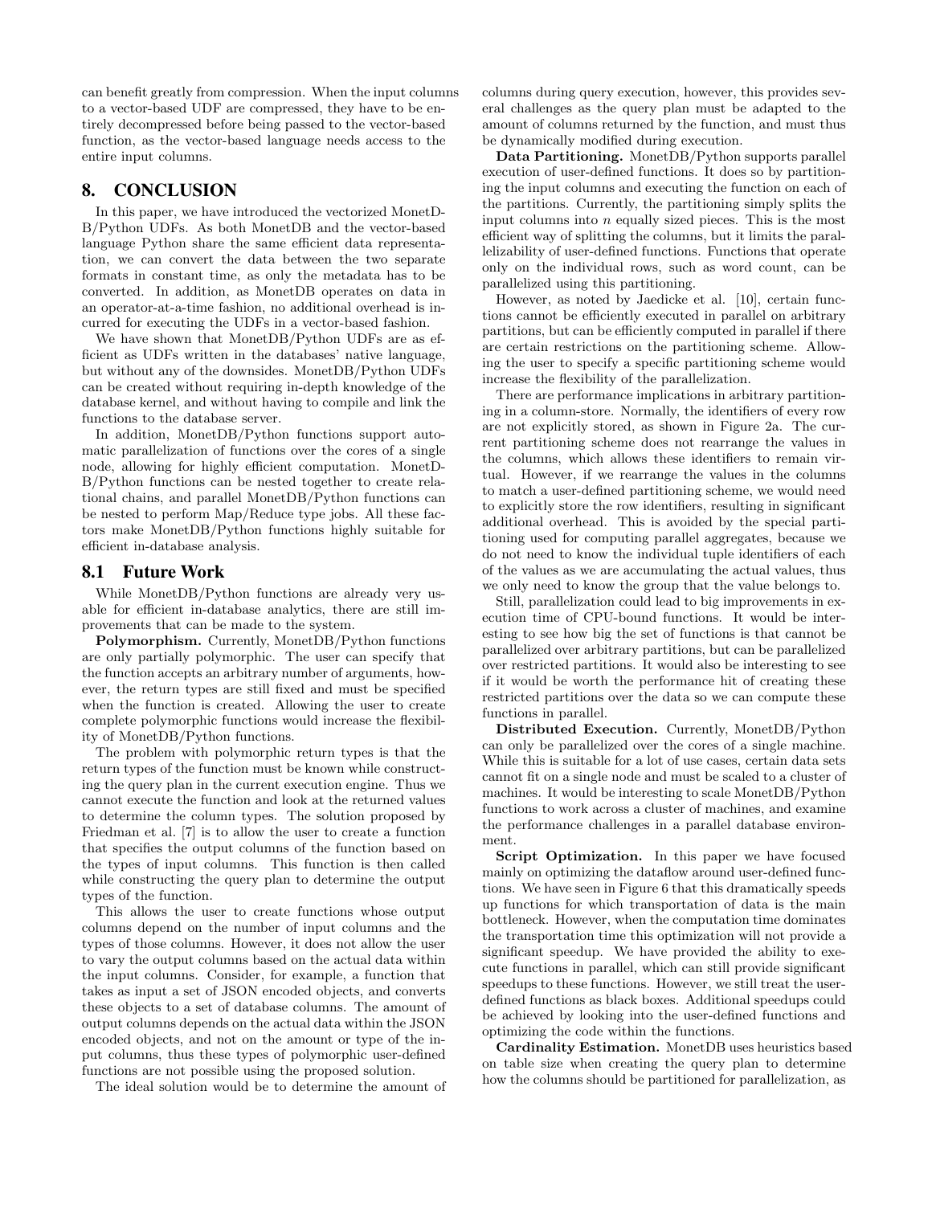can benefit greatly from compression. When the input columns to a vector-based UDF are compressed, they have to be entirely decompressed before being passed to the vector-based function, as the vector-based language needs access to the entire input columns.

## 8. CONCLUSION

In this paper, we have introduced the vectorized MonetDB/Python UDFs. As both MonetDB and the vector-based language Python share the same efficient data representation, we can convert the data between the two separate formats in constant time, as only the metadata has to be converted. In addition, as MonetDB operates on data in an operator-at-a-time fashion, no additional overhead is incurred for executing the UDFs in a vector-based fashion.

We have shown that MonetDB/Python UDFs are as efficient as UDFs written in the databases' native language, but without any of the downsides. MonetDB/Python UDFs can be created without requiring in-depth knowledge of the database kernel, and without having to compile and link the functions to the database server.

In addition, MonetDB/Python functions support automatic parallelization of functions over the cores of a single node, allowing for highly efficient computation. MonetDB/Python functions can be nested together to create relational chains, and parallel MonetDB/Python functions can be nested to perform Map/Reduce type jobs. All these factors make MonetDB/Python functions highly suitable for efficient in-database analysis.

### 8.1 Future Work

While MonetDB/Python functions are already very usable for efficient in-database analytics, there are still improvements that can be made to the system.

**Polymorphism.** Currently, MonetDB/Python functions are only partially polymorphic. The user can specify that the function accepts an arbitrary number of arguments, however, the return types are still fixed and must be specified when the function is created. Allowing the user to create complete polymorphic functions would increase the flexibility of MonetDB/Python functions.

The problem with polymorphic return types is that the return types of the function must be known while constructing the query plan in the current execution engine. Thus we cannot execute the function and look at the returned values to determine the column types. The solution proposed by Friedman et al. [7] is to allow the user to create a function that specifies the output columns of the function based on the types of input columns. This function is then called while constructing the query plan to determine the output types of the function.

This allows the user to create functions whose output columns depend on the number of input columns and the types of those columns. However, it does not allow the user to vary the output columns based on the actual data within the input columns. Consider, for example, a function that takes as input a set of JSON encoded objects, and converts these objects to a set of database columns. The amount of output columns depends on the actual data within the JSON encoded objects, and not on the amount or type of the input columns, thus these types of polymorphic user-defined functions are not possible using the proposed solution.

The ideal solution would be to determine the amount of columns during query execution, however, this provides several challenges as the query plan must be adapted to the amount of columns returned by the function, and must thus be dynamically modified during execution.

**Data Partitioning.** MonetDB/Python supports parallel execution of user-defined functions. It does so by partitioning the input columns and executing the function on each of the partitions. Currently, the partitioning simply splits the input columns into $n$ equally sized pieces. This is the most efficient way of splitting the columns, but it limits the parallelizability of user-defined functions. Functions that operate only on the individual rows, such as word count, can be parallelized using this partitioning.

However, as noted by Jaedicke et al. [10], certain functions cannot be efficiently executed in parallel on arbitrary partitions, but can be efficiently computed in parallel if there are certain restrictions on the partitioning scheme. Allowing the user to specify a specific partitioning scheme would increase the flexibility of the parallelization.

There are performance implications in arbitrary partitioning in a column-store. Normally, the identifiers of every row are not explicitly stored, as shown in Figure 2a. The current partitioning scheme does not rearrange the values in the columns, which allows these identifiers to remain virtual. However, if we rearrange the values in the columns to match a user-defined partitioning scheme, we would need to explicitly store the row identifiers, resulting in significant additional overhead. This is avoided by the special partitioning used for computing parallel aggregates, because we do not need to know the individual tuple identifiers of each of the values as we are accumulating the actual values, thus we only need to know the group that the value belongs to.

Still, parallelization could lead to big improvements in execution time of CPU-bound functions. It would be interesting to see how big the set of functions is that cannot be parallelized over arbitrary partitions, but can be parallelized over restricted partitions. It would also be interesting to see if it would be worth the performance hit of creating these restricted partitions over the data so we can compute these functions in parallel.

**Distributed Execution.** Currently, MonetDB/Python can only be parallelized over the cores of a single machine. While this is suitable for a lot of use cases, certain data sets cannot fit on a single node and must be scaled to a cluster of machines. It would be interesting to scale MonetDB/Python functions to work across a cluster of machines, and examine the performance challenges in a parallel database environment.

**Script Optimization.** In this paper we have focused mainly on optimizing the dataflow around user-defined functions. We have seen in Figure 6 that this dramatically speeds up functions for which transportation of data is the main bottleneck. However, when the computation time dominates the transportation time this optimization will not provide a significant speedup. We have provided the ability to execute functions in parallel, which can still provide significant speedups to these functions. However, we still treat the user-defined functions as black boxes. Additional speedups could be achieved by looking into the user-defined functions and optimizing the code within the functions.

**Cardinality Estimation.** MonetDB uses heuristics based on table size when creating the query plan to determine how the columns should be partitioned for parallelization, as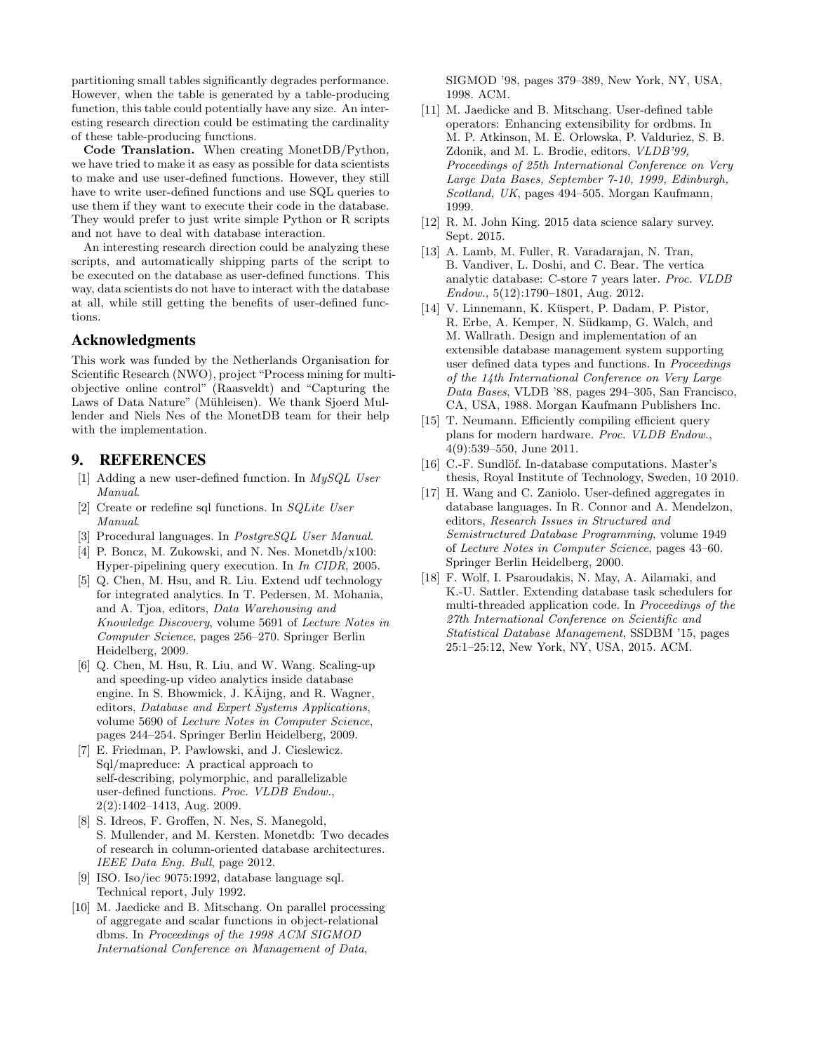partitioning small tables significantly degrades performance. However, when the table is generated by a table-producing function, this table could potentially have any size. An interesting research direction could be estimating the cardinality of these table-producing functions.

**Code Translation.** When creating MonetDB/Python, we have tried to make it as easy as possible for data scientists to make and use user-defined functions. However, they still have to write user-defined functions and use SQL queries to use them if they want to execute their code in the database. They would prefer to just write simple Python or R scripts and not have to deal with database interaction.

An interesting research direction could be analyzing these scripts, and automatically shipping parts of the script to be executed on the database as user-defined functions. This way, data scientists do not have to interact with the database at all, while still getting the benefits of user-defined functions.

## Acknowledgments

This work was funded by the Netherlands Organisation for Scientific Research (NWO), project "Process mining for multi-objective online control" (Raasveldt) and "Capturing the Laws of Data Nature" (Mühleisen). We thank Sjoerd Mullender and Niels Nes of the MonetDB team for their help with the implementation.

## 9. REFERENCES

[1] Adding a new user-defined function. In *MySQL User Manual*.

[2] Create or redefine sql functions. In *SQLite User Manual*.

[3] Procedural languages. In *PostgreSQL User Manual*.

[4] P. Boncz, M. Zukowski, and N. Nes. Monetdb/x100: Hyper-pipelining query execution. In *In CIDR*, 2005.

[5] Q. Chen, M. Hsu, and R. Liu. Extend udf technology for integrated analytics. In T. Pedersen, M. Mohania, and A. Tjoa, editors, *Data Warehousing and Knowledge Discovery*, volume 5691 of *Lecture Notes in Computer Science*, pages 256–270. Springer Berlin Heidelberg, 2009.

[6] Q. Chen, M. Hsu, R. Liu, and W. Wang. Scaling-up and speeding-up video analytics inside database engine. In S. Bhowmick, J. KÃijng, and R. Wagner, editors, *Database and Expert Systems Applications*, volume 5690 of *Lecture Notes in Computer Science*, pages 244–254. Springer Berlin Heidelberg, 2009.

[7] E. Friedman, P. Pawlowski, and J. Cieslewicz. Sql/mapreduce: A practical approach to self-describing, polymorphic, and parallelizable user-defined functions. *Proc. VLDB Endow.*, 2(2):1402–1413, Aug. 2009.

[8] S. Idreos, F. Groffen, N. Nes, S. Manegold, S. Mullender, and M. Kersten. Monetdb: Two decades of research in column-oriented database architectures. *IEEE Data Eng. Bull*, page 2012.

[9] ISO. Iso/iec 9075:1992, database language sql. Technical report, July 1992.

[10] M. Jaedicke and B. Mitschang. On parallel processing of aggregate and scalar functions in object-relational dbms. In *Proceedings of the 1998 ACM SIGMOD International Conference on Management of Data*, SIGMOD '98, pages 379–389, New York, NY, USA, 1998. ACM.

[11] M. Jaedicke and B. Mitschang. User-defined table operators: Enhancing extensibility for ordbms. In M. P. Atkinson, M. E. Orlowska, P. Valduriez, S. B. Zdonik, and M. L. Brodie, editors, *VLDB'99, Proceedings of 25th International Conference on Very Large Data Bases, September 7-10, 1999, Edinburgh, Scotland, UK*, pages 494–505. Morgan Kaufmann, 1999.

[12] R. M. John King. 2015 data science salary survey. Sept. 2015.

[13] A. Lamb, M. Fuller, R. Varadarajan, N. Tran, B. Vandiver, L. Doshi, and C. Bear. The vertica analytic database: C-store 7 years later. *Proc. VLDB Endow.*, 5(12):1790–1801, Aug. 2012.

[14] V. Linnemann, K. Küspert, P. Dadam, P. Pistor, R. Erbe, A. Kemper, N. Südkamp, G. Walch, and M. Wallrath. Design and implementation of an extensible database management system supporting user defined data types and functions. In *Proceedings of the 14th International Conference on Very Large Data Bases*, VLDB '88, pages 294–305, San Francisco, CA, USA, 1988. Morgan Kaufmann Publishers Inc.

[15] T. Neumann. Efficiently compiling efficient query plans for modern hardware. *Proc. VLDB Endow.*, 4(9):539–550, June 2011.

[16] C.-F. Sundlöf. In-database computations. Master's thesis, Royal Institute of Technology, Sweden, 10 2010.

[17] H. Wang and C. Zaniolo. User-defined aggregates in database languages. In R. Connor and A. Mendelzon, editors, *Research Issues in Structured and Semistructured Database Programming*, volume 1949 of *Lecture Notes in Computer Science*, pages 43–60. Springer Berlin Heidelberg, 2000.

[18] F. Wolf, I. Psaroudakis, N. May, A. Ailamaki, and K.-U. Sattler. Extending database task schedulers for multi-threaded application code. In *Proceedings of the 27th International Conference on Scientific and Statistical Database Management*, SSDBM '15, pages 25:1–25:12, New York, NY, USA, 2015. ACM.